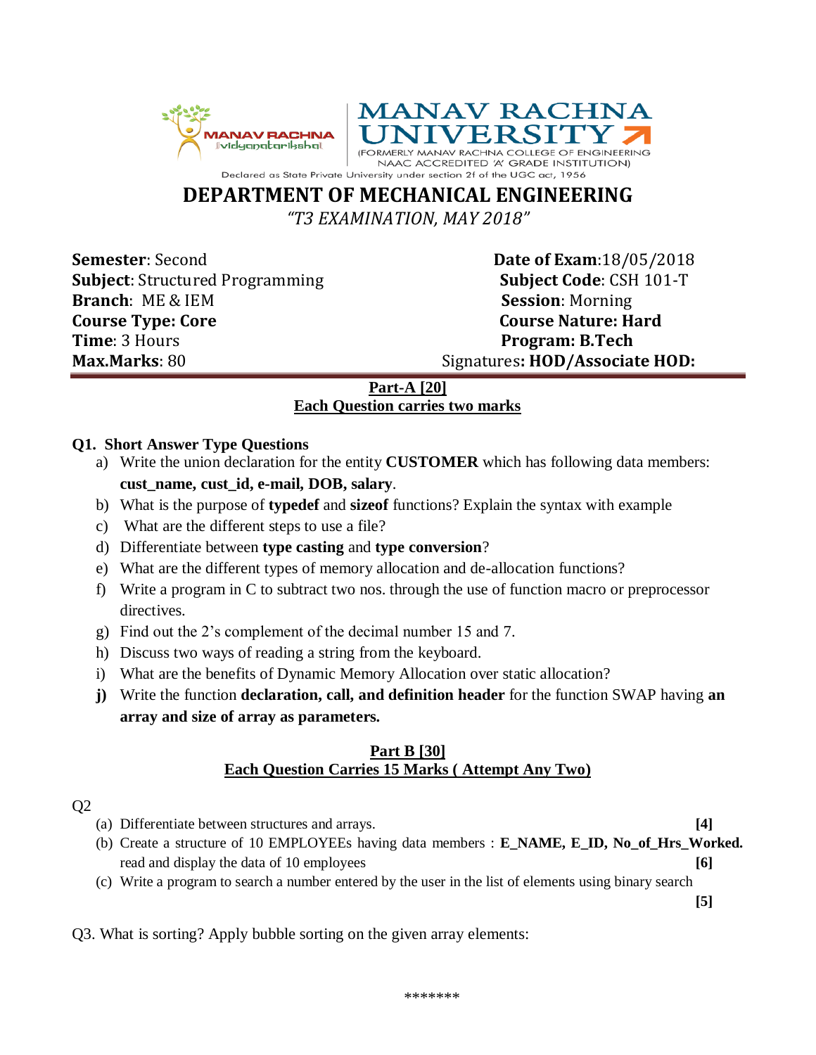MANAV RACHNA
vidyanatariksha

# MANAV RACHNA UNIVERSITY

(FORMERLY MANAV RACHNA COLLEGE OF ENGINEERING
NAAC ACCREDITED 'A' GRADE INSTITUTION)

Declared as State Private University under section 2f of the UGC act, 1956

## DEPARTMENT OF MECHANICAL ENGINEERING

*"T3 EXAMINATION, MAY 2018"*

**Semester**: Second
**Date of Exam**:18/05/2018
**Subject**: Structured Programming
**Subject Code**: CSH 101-T
**Branch**: ME & IEM
**Session**: Morning
**Course Type: Core**
**Course Nature: Hard**
**Time**: 3 Hours
**Program: B.Tech**
**Max.Marks**: 80
Signatures**: HOD/Associate HOD:**

### Part-A [20]
**Each Question carries two marks**

**Q1. Short Answer Type Questions**

a) Write the union declaration for the entity **CUSTOMER** which has following data members: **cust_name, cust_id, e-mail, DOB, salary**.

b) What is the purpose of **typedef** and **sizeof** functions? Explain the syntax with example

c) What are the different steps to use a file?

d) Differentiate between **type casting** and **type conversion**?

e) What are the different types of memory allocation and de-allocation functions?

f) Write a program in C to subtract two nos. through the use of function macro or preprocessor directives.

g) Find out the 2's complement of the decimal number 15 and 7.

h) Discuss two ways of reading a string from the keyboard.

i) What are the benefits of Dynamic Memory Allocation over static allocation?

**j)** Write the function **declaration, call, and definition header** for the function SWAP having **an array and size of array as parameters.**

### Part B [30]
**Each Question Carries 15 Marks ( Attempt Any Two)**

Q2

(a) Differentiate between structures and arrays. **[4]**

(b) Create a structure of 10 EMPLOYEEs having data members : **E_NAME, E_ID, No_of_Hrs_Worked.** read and display the data of 10 employees **[6]**

(c) Write a program to search a number entered by the user in the list of elements using binary search **[5]**

Q3. What is sorting? Apply bubble sorting on the given array elements:

*******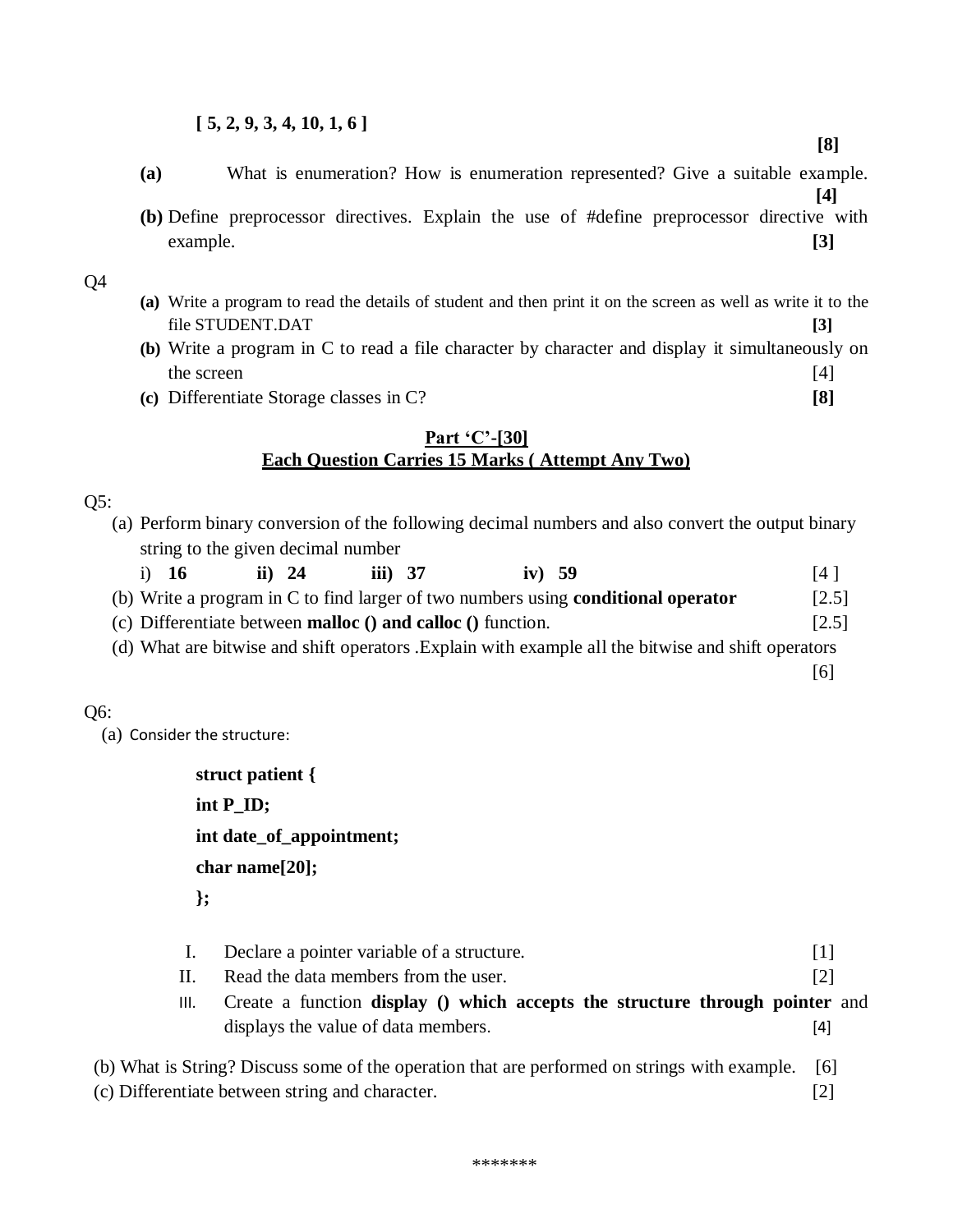**[ 5, 2, 9, 3, 4, 10, 1, 6 ]**

**[8]**

**(a)** What is enumeration? How is enumeration represented? Give a suitable example. **[4]**

**(b)** Define preprocessor directives. Explain the use of #define preprocessor directive with example. **[3]**

Q4

**(a)** Write a program to read the details of student and then print it on the screen as well as write it to the file STUDENT.DAT **[3]**

**(b)** Write a program in C to read a file character by character and display it simultaneously on the screen [4]

**(c)** Differentiate Storage classes in C? **[8]**

## Part 'C'-[30]

## Each Question Carries 15 Marks ( Attempt Any Two)

Q5:

(a) Perform binary conversion of the following decimal numbers and also convert the output binary string to the given decimal number

i) **16** **ii) 24** **iii) 37** **iv) 59** [4 ]

(b) Write a program in C to find larger of two numbers using **conditional operator** [2.5]

(c) Differentiate between **malloc () and calloc ()** function. [2.5]

(d) What are bitwise and shift operators .Explain with example all the bitwise and shift operators [6]

Q6:

(a) Consider the structure:

```
struct patient {
int P_ID;
int date_of_appointment;
char name[20];
};
```

I. Declare a pointer variable of a structure. [1]

II. Read the data members from the user. [2]

III. Create a function **display () which accepts the structure through pointer** and displays the value of data members. [4]

(b) What is String? Discuss some of the operation that are performed on strings with example. [6]

(c) Differentiate between string and character. [2]

*******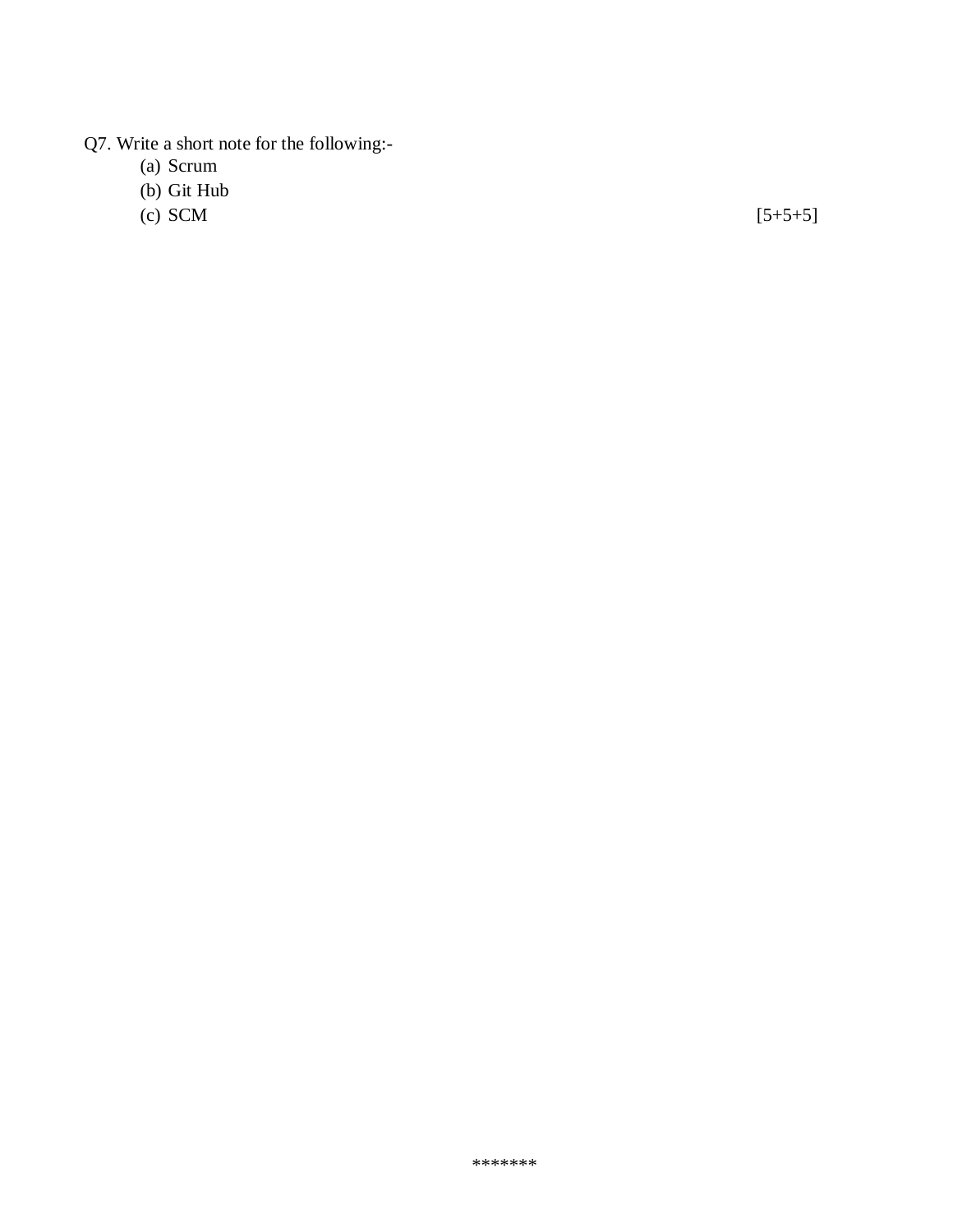Q7. Write a short note for the following:-

(a) Scrum

(b) Git Hub

(c) SCM [5+5+5]

*******